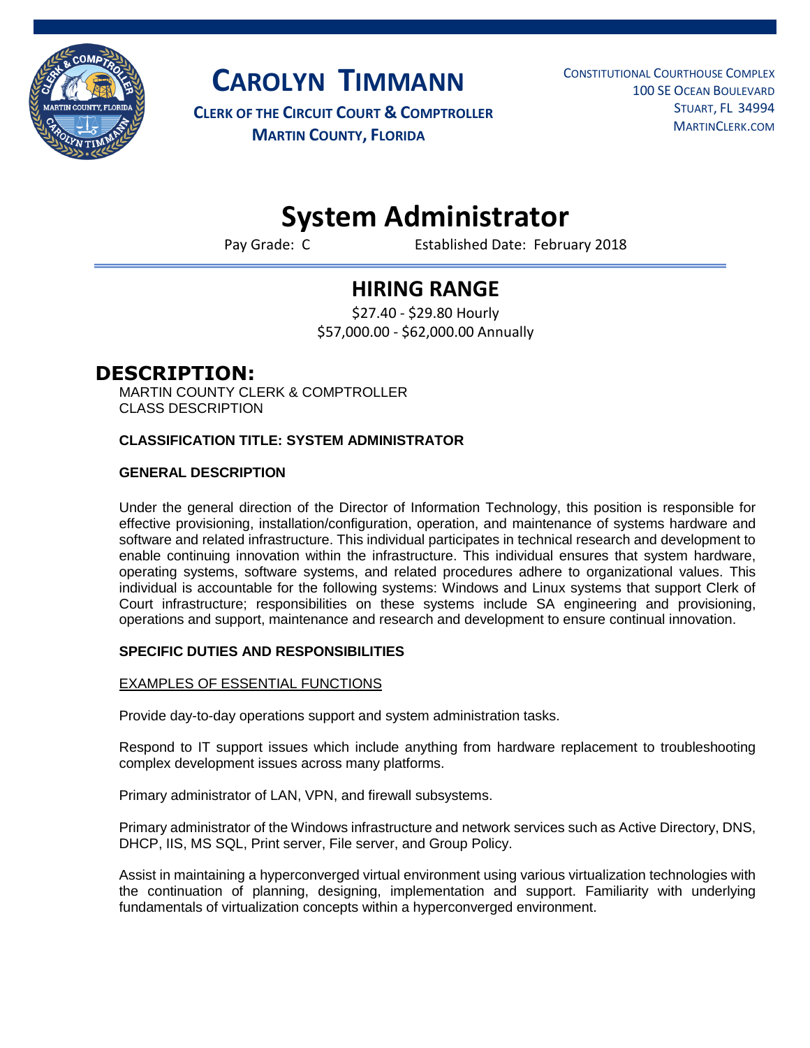# CAROLYN TIMMANN

**CLERK OF THE CIRCUIT COURT & COMPTROLLER**
**MARTIN COUNTY, FLORIDA**

CONSTITUTIONAL COURTHOUSE COMPLEX
100 SE OCEAN BOULEVARD
STUART, FL 34994
MARTINCLERK.COM

# System Administrator

Pay Grade: C Established Date: February 2018

## HIRING RANGE

$27.40 - $29.80 Hourly
$57,000.00 - $62,000.00 Annually

## DESCRIPTION:

MARTIN COUNTY CLERK & COMPTROLLER
CLASS DESCRIPTION

**CLASSIFICATION TITLE: SYSTEM ADMINISTRATOR**

**GENERAL DESCRIPTION**

Under the general direction of the Director of Information Technology, this position is responsible for effective provisioning, installation/configuration, operation, and maintenance of systems hardware and software and related infrastructure. This individual participates in technical research and development to enable continuing innovation within the infrastructure. This individual ensures that system hardware, operating systems, software systems, and related procedures adhere to organizational values. This individual is accountable for the following systems: Windows and Linux systems that support Clerk of Court infrastructure; responsibilities on these systems include SA engineering and provisioning, operations and support, maintenance and research and development to ensure continual innovation.

**SPECIFIC DUTIES AND RESPONSIBILITIES**

<u>EXAMPLES OF ESSENTIAL FUNCTIONS</u>

Provide day-to-day operations support and system administration tasks.

Respond to IT support issues which include anything from hardware replacement to troubleshooting complex development issues across many platforms.

Primary administrator of LAN, VPN, and firewall subsystems.

Primary administrator of the Windows infrastructure and network services such as Active Directory, DNS, DHCP, IIS, MS SQL, Print server, File server, and Group Policy.

Assist in maintaining a hyperconverged virtual environment using various virtualization technologies with the continuation of planning, designing, implementation and support. Familiarity with underlying fundamentals of virtualization concepts within a hyperconverged environment.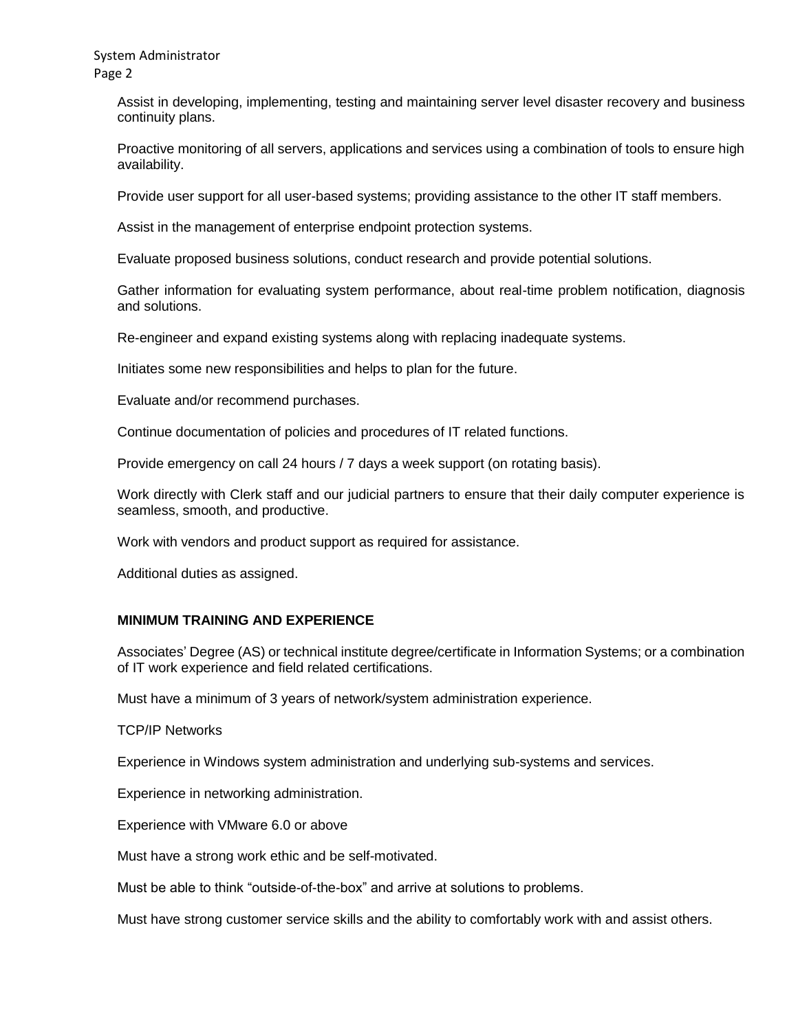Assist in developing, implementing, testing and maintaining server level disaster recovery and business continuity plans.

Proactive monitoring of all servers, applications and services using a combination of tools to ensure high availability.

Provide user support for all user-based systems; providing assistance to the other IT staff members.

Assist in the management of enterprise endpoint protection systems.

Evaluate proposed business solutions, conduct research and provide potential solutions.

Gather information for evaluating system performance, about real-time problem notification, diagnosis and solutions.

Re-engineer and expand existing systems along with replacing inadequate systems.

Initiates some new responsibilities and helps to plan for the future.

Evaluate and/or recommend purchases.

Continue documentation of policies and procedures of IT related functions.

Provide emergency on call 24 hours / 7 days a week support (on rotating basis).

Work directly with Clerk staff and our judicial partners to ensure that their daily computer experience is seamless, smooth, and productive.

Work with vendors and product support as required for assistance.

Additional duties as assigned.

**MINIMUM TRAINING AND EXPERIENCE**

Associates' Degree (AS) or technical institute degree/certificate in Information Systems; or a combination of IT work experience and field related certifications.

Must have a minimum of 3 years of network/system administration experience.

TCP/IP Networks

Experience in Windows system administration and underlying sub-systems and services.

Experience in networking administration.

Experience with VMware 6.0 or above

Must have a strong work ethic and be self-motivated.

Must be able to think "outside-of-the-box" and arrive at solutions to problems.

Must have strong customer service skills and the ability to comfortably work with and assist others.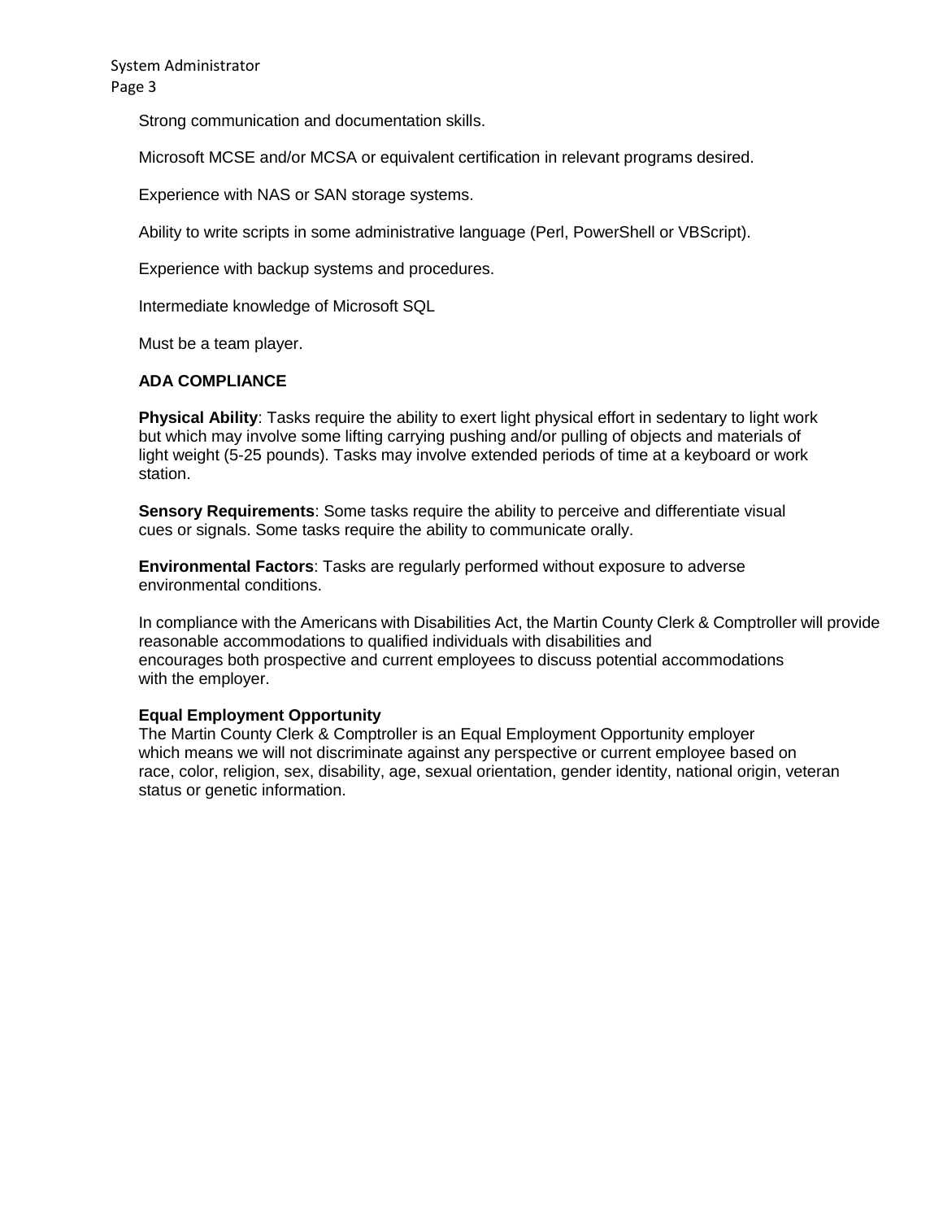Strong communication and documentation skills.

Microsoft MCSE and/or MCSA or equivalent certification in relevant programs desired.

Experience with NAS or SAN storage systems.

Ability to write scripts in some administrative language (Perl, PowerShell or VBScript).

Experience with backup systems and procedures.

Intermediate knowledge of Microsoft SQL

Must be a team player.

**ADA COMPLIANCE**

**Physical Ability**: Tasks require the ability to exert light physical effort in sedentary to light work but which may involve some lifting carrying pushing and/or pulling of objects and materials of light weight (5-25 pounds). Tasks may involve extended periods of time at a keyboard or work station.

**Sensory Requirements**: Some tasks require the ability to perceive and differentiate visual cues or signals. Some tasks require the ability to communicate orally.

**Environmental Factors**: Tasks are regularly performed without exposure to adverse environmental conditions.

In compliance with the Americans with Disabilities Act, the Martin County Clerk & Comptroller will provide reasonable accommodations to qualified individuals with disabilities and encourages both prospective and current employees to discuss potential accommodations with the employer.

**Equal Employment Opportunity**
The Martin County Clerk & Comptroller is an Equal Employment Opportunity employer which means we will not discriminate against any perspective or current employee based on race, color, religion, sex, disability, age, sexual orientation, gender identity, national origin, veteran status or genetic information.